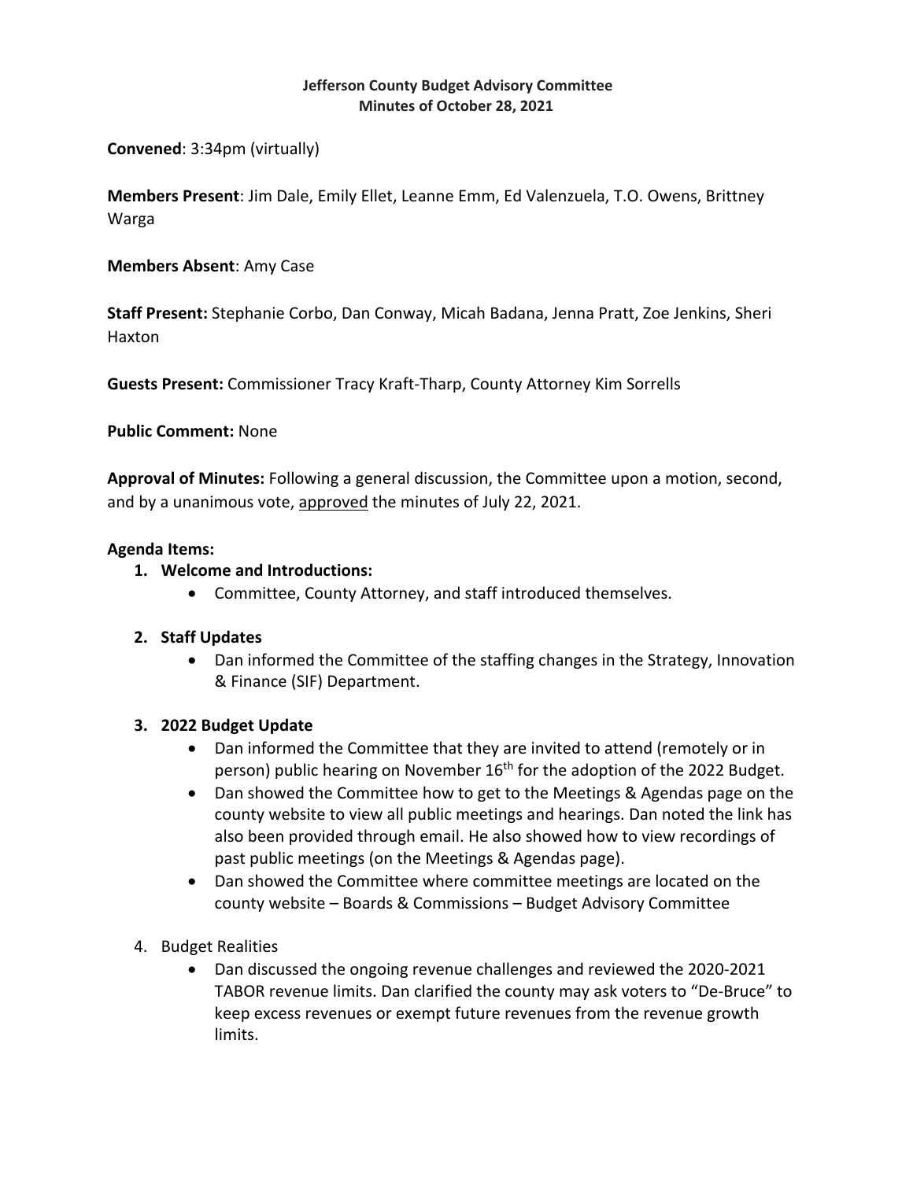**Jefferson County Budget Advisory Committee**
**Minutes of October 28, 2021**

**Convened**: 3:34pm (virtually)

**Members Present**: Jim Dale, Emily Ellet, Leanne Emm, Ed Valenzuela, T.O. Owens, Brittney Warga

**Members Absent**: Amy Case

**Staff Present:** Stephanie Corbo, Dan Conway, Micah Badana, Jenna Pratt, Zoe Jenkins, Sheri Haxton

**Guests Present:** Commissioner Tracy Kraft-Tharp, County Attorney Kim Sorrells

**Public Comment:** None

**Approval of Minutes:** Following a general discussion, the Committee upon a motion, second, and by a unanimous vote, approved the minutes of July 22, 2021.

**Agenda Items:**

1. **Welcome and Introductions:**
   - Committee, County Attorney, and staff introduced themselves.

2. **Staff Updates**
   - Dan informed the Committee of the staffing changes in the Strategy, Innovation & Finance (SIF) Department.

3. **2022 Budget Update**
   - Dan informed the Committee that they are invited to attend (remotely or in person) public hearing on November 16th for the adoption of the 2022 Budget.
   - Dan showed the Committee how to get to the Meetings & Agendas page on the county website to view all public meetings and hearings. Dan noted the link has also been provided through email. He also showed how to view recordings of past public meetings (on the Meetings & Agendas page).
   - Dan showed the Committee where committee meetings are located on the county website – Boards & Commissions – Budget Advisory Committee

4. Budget Realities
   - Dan discussed the ongoing revenue challenges and reviewed the 2020-2021 TABOR revenue limits. Dan clarified the county may ask voters to "De-Bruce" to keep excess revenues or exempt future revenues from the revenue growth limits.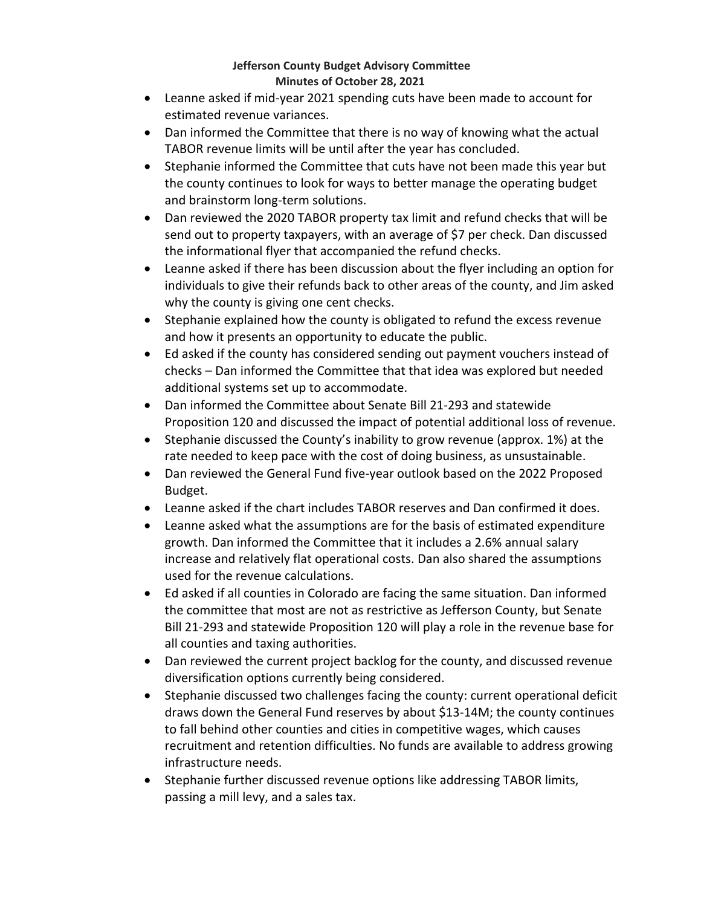**Jefferson County Budget Advisory Committee**
**Minutes of October 28, 2021**

- Leanne asked if mid-year 2021 spending cuts have been made to account for estimated revenue variances.
- Dan informed the Committee that there is no way of knowing what the actual TABOR revenue limits will be until after the year has concluded.
- Stephanie informed the Committee that cuts have not been made this year but the county continues to look for ways to better manage the operating budget and brainstorm long-term solutions.
- Dan reviewed the 2020 TABOR property tax limit and refund checks that will be send out to property taxpayers, with an average of $7 per check. Dan discussed the informational flyer that accompanied the refund checks.
- Leanne asked if there has been discussion about the flyer including an option for individuals to give their refunds back to other areas of the county, and Jim asked why the county is giving one cent checks.
- Stephanie explained how the county is obligated to refund the excess revenue and how it presents an opportunity to educate the public.
- Ed asked if the county has considered sending out payment vouchers instead of checks – Dan informed the Committee that that idea was explored but needed additional systems set up to accommodate.
- Dan informed the Committee about Senate Bill 21-293 and statewide Proposition 120 and discussed the impact of potential additional loss of revenue.
- Stephanie discussed the County's inability to grow revenue (approx. 1%) at the rate needed to keep pace with the cost of doing business, as unsustainable.
- Dan reviewed the General Fund five-year outlook based on the 2022 Proposed Budget.
- Leanne asked if the chart includes TABOR reserves and Dan confirmed it does.
- Leanne asked what the assumptions are for the basis of estimated expenditure growth. Dan informed the Committee that it includes a 2.6% annual salary increase and relatively flat operational costs. Dan also shared the assumptions used for the revenue calculations.
- Ed asked if all counties in Colorado are facing the same situation. Dan informed the committee that most are not as restrictive as Jefferson County, but Senate Bill 21-293 and statewide Proposition 120 will play a role in the revenue base for all counties and taxing authorities.
- Dan reviewed the current project backlog for the county, and discussed revenue diversification options currently being considered.
- Stephanie discussed two challenges facing the county: current operational deficit draws down the General Fund reserves by about $13-14M; the county continues to fall behind other counties and cities in competitive wages, which causes recruitment and retention difficulties. No funds are available to address growing infrastructure needs.
- Stephanie further discussed revenue options like addressing TABOR limits, passing a mill levy, and a sales tax.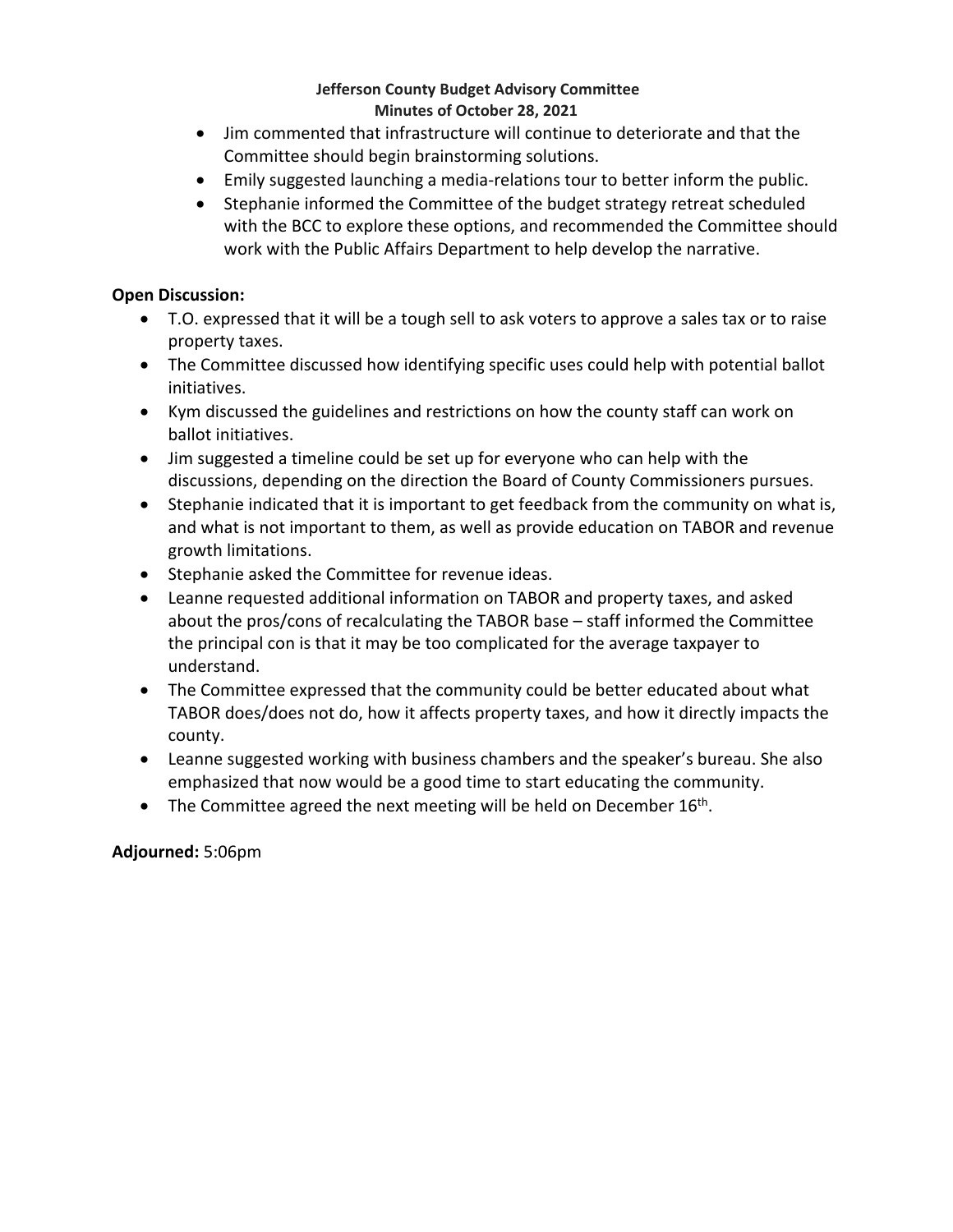- Jim commented that infrastructure will continue to deteriorate and that the Committee should begin brainstorming solutions.
- Emily suggested launching a media-relations tour to better inform the public.
- Stephanie informed the Committee of the budget strategy retreat scheduled with the BCC to explore these options, and recommended the Committee should work with the Public Affairs Department to help develop the narrative.

**Open Discussion:**

- T.O. expressed that it will be a tough sell to ask voters to approve a sales tax or to raise property taxes.
- The Committee discussed how identifying specific uses could help with potential ballot initiatives.
- Kym discussed the guidelines and restrictions on how the county staff can work on ballot initiatives.
- Jim suggested a timeline could be set up for everyone who can help with the discussions, depending on the direction the Board of County Commissioners pursues.
- Stephanie indicated that it is important to get feedback from the community on what is, and what is not important to them, as well as provide education on TABOR and revenue growth limitations.
- Stephanie asked the Committee for revenue ideas.
- Leanne requested additional information on TABOR and property taxes, and asked about the pros/cons of recalculating the TABOR base – staff informed the Committee the principal con is that it may be too complicated for the average taxpayer to understand.
- The Committee expressed that the community could be better educated about what TABOR does/does not do, how it affects property taxes, and how it directly impacts the county.
- Leanne suggested working with business chambers and the speaker's bureau. She also emphasized that now would be a good time to start educating the community.
- The Committee agreed the next meeting will be held on December 16th.

**Adjourned:** 5:06pm